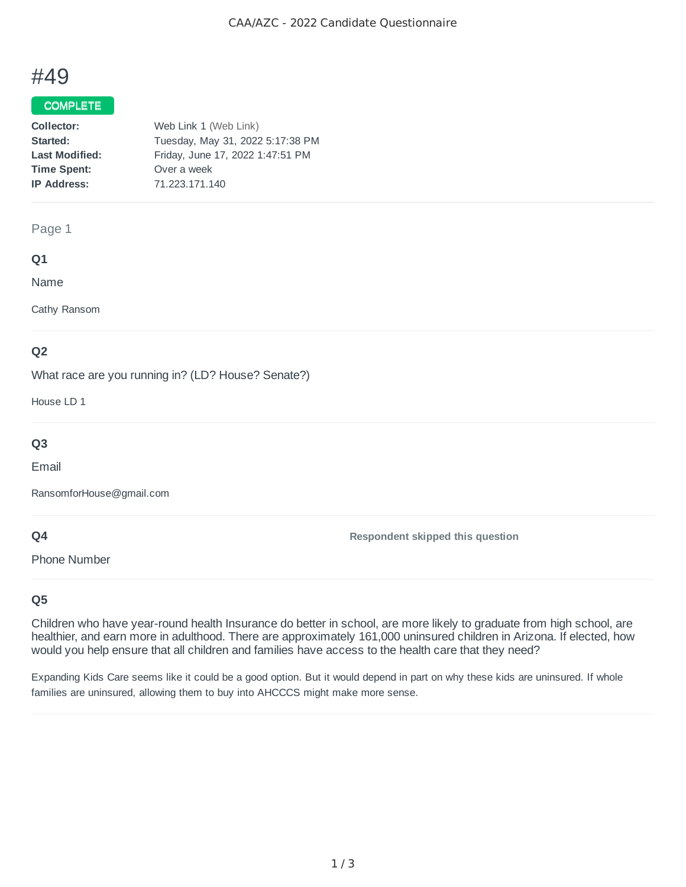# #49

**COMPLETE**

| | |
|---|---|
| **Collector:** | Web Link 1 (Web Link) |
| **Started:** | Tuesday, May 31, 2022 5:17:38 PM |
| **Last Modified:** | Friday, June 17, 2022 1:47:51 PM |
| **Time Spent:** | Over a week |
| **IP Address:** | 71.223.171.140 |

## Page 1

### Q1

Name

Cathy Ransom

### Q2

What race are you running in? (LD? House? Senate?)

House LD 1

### Q3

Email

RansomforHouse@gmail.com

### Q4

Phone Number

**Respondent skipped this question**

### Q5

Children who have year-round health Insurance do better in school, are more likely to graduate from high school, are healthier, and earn more in adulthood. There are approximately 161,000 uninsured children in Arizona. If elected, how would you help ensure that all children and families have access to the health care that they need?

Expanding Kids Care seems like it could be a good option. But it would depend in part on why these kids are uninsured. If whole families are uninsured, allowing them to buy into AHCCCS might make more sense.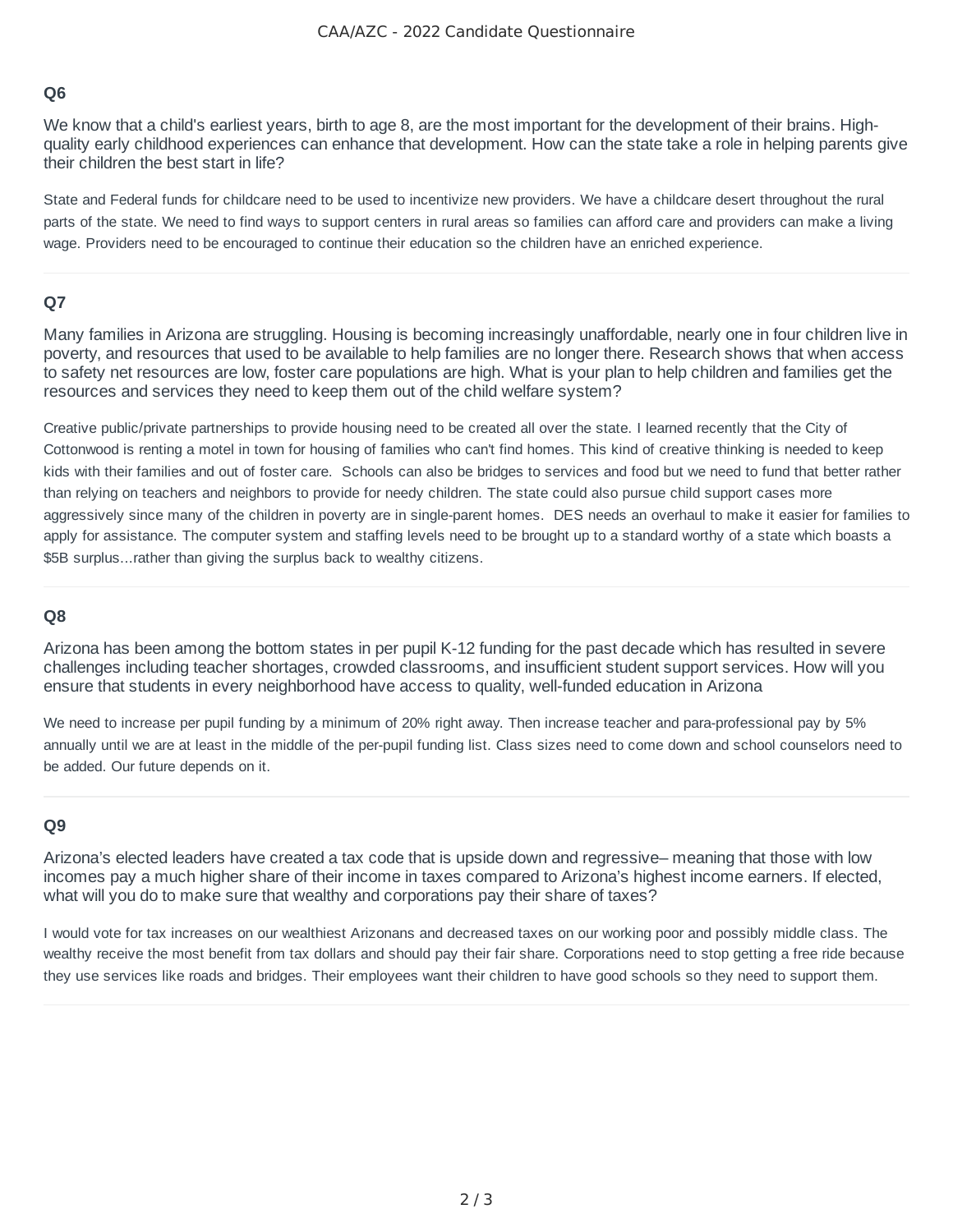### Q6

We know that a child's earliest years, birth to age 8, are the most important for the development of their brains. High-quality early childhood experiences can enhance that development. How can the state take a role in helping parents give their children the best start in life?

State and Federal funds for childcare need to be used to incentivize new providers. We have a childcare desert throughout the rural parts of the state. We need to find ways to support centers in rural areas so families can afford care and providers can make a living wage. Providers need to be encouraged to continue their education so the children have an enriched experience.

---

### Q7

Many families in Arizona are struggling. Housing is becoming increasingly unaffordable, nearly one in four children live in poverty, and resources that used to be available to help families are no longer there. Research shows that when access to safety net resources are low, foster care populations are high. What is your plan to help children and families get the resources and services they need to keep them out of the child welfare system?

Creative public/private partnerships to provide housing need to be created all over the state. I learned recently that the City of Cottonwood is renting a motel in town for housing of families who can't find homes. This kind of creative thinking is needed to keep kids with their families and out of foster care. Schools can also be bridges to services and food but we need to fund that better rather than relying on teachers and neighbors to provide for needy children. The state could also pursue child support cases more aggressively since many of the children in poverty are in single-parent homes. DES needs an overhaul to make it easier for families to apply for assistance. The computer system and staffing levels need to be brought up to a standard worthy of a state which boasts a $5B surplus...rather than giving the surplus back to wealthy citizens.

---

### Q8

Arizona has been among the bottom states in per pupil K-12 funding for the past decade which has resulted in severe challenges including teacher shortages, crowded classrooms, and insufficient student support services. How will you ensure that students in every neighborhood have access to quality, well-funded education in Arizona

We need to increase per pupil funding by a minimum of 20% right away. Then increase teacher and para-professional pay by 5% annually until we are at least in the middle of the per-pupil funding list. Class sizes need to come down and school counselors need to be added. Our future depends on it.

---

### Q9

Arizona's elected leaders have created a tax code that is upside down and regressive– meaning that those with low incomes pay a much higher share of their income in taxes compared to Arizona's highest income earners. If elected, what will you do to make sure that wealthy and corporations pay their share of taxes?

I would vote for tax increases on our wealthiest Arizonans and decreased taxes on our working poor and possibly middle class. The wealthy receive the most benefit from tax dollars and should pay their fair share. Corporations need to stop getting a free ride because they use services like roads and bridges. Their employees want their children to have good schools so they need to support them.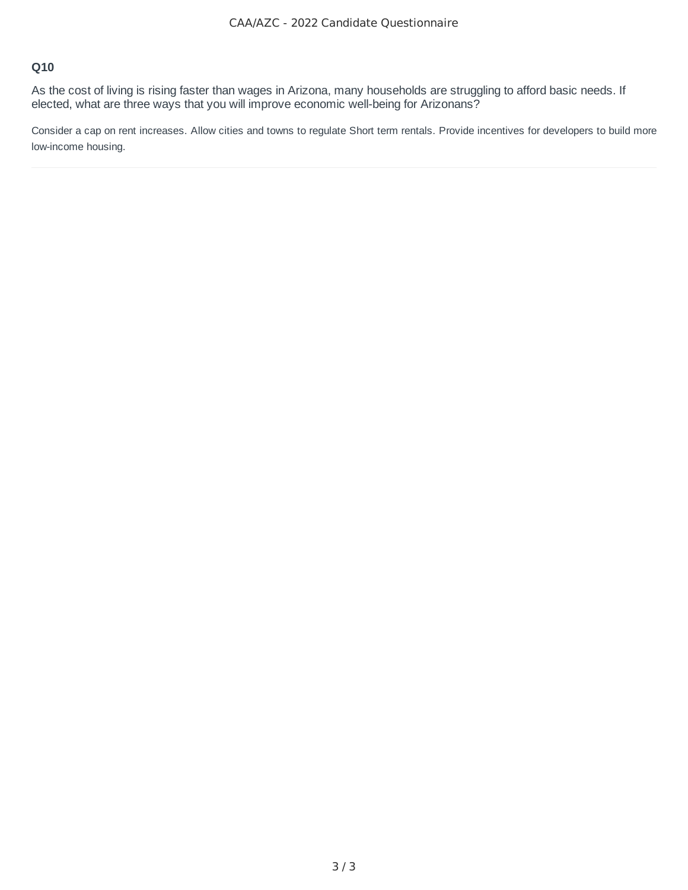**Q10**

As the cost of living is rising faster than wages in Arizona, many households are struggling to afford basic needs. If elected, what are three ways that you will improve economic well-being for Arizonans?

Consider a cap on rent increases. Allow cities and towns to regulate Short term rentals. Provide incentives for developers to build more low-income housing.